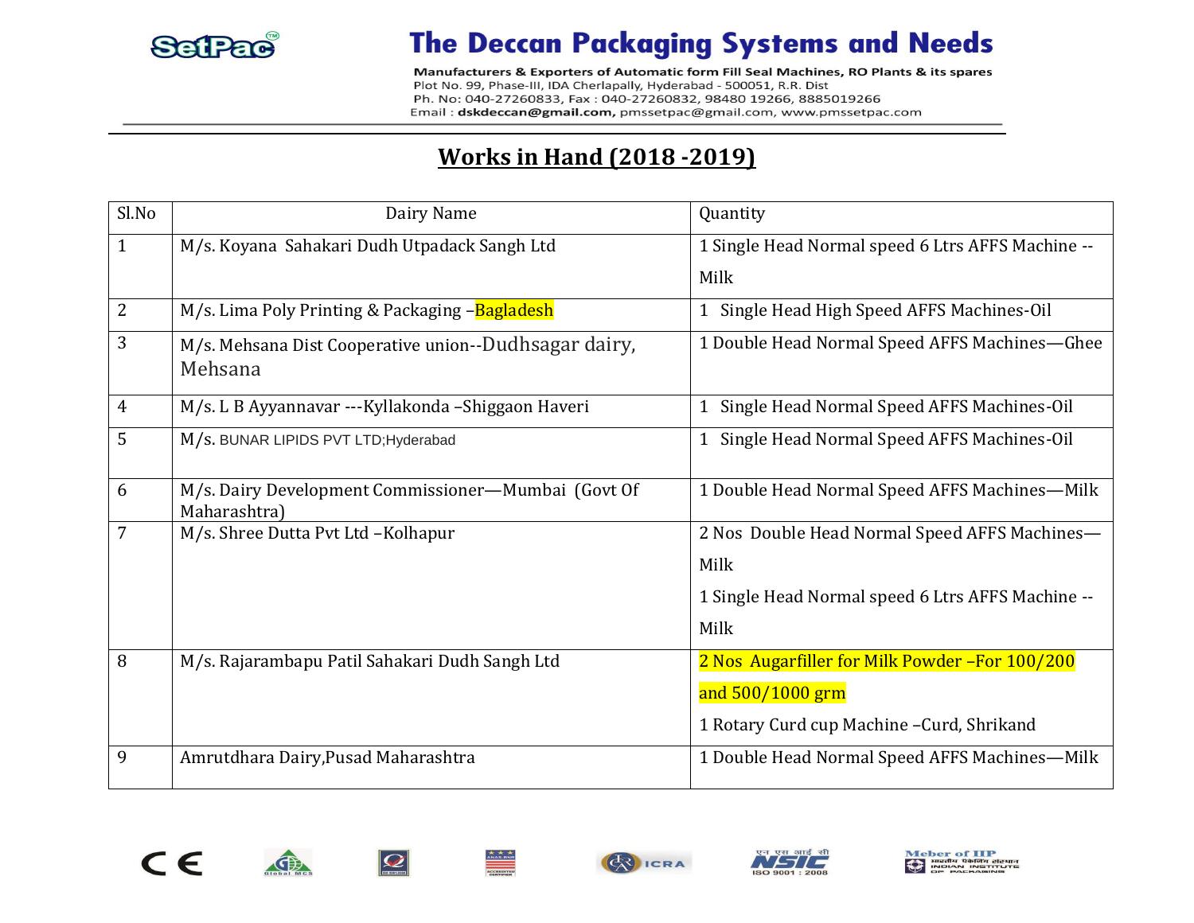# The Deccan Packaging Systems and Needs

Manufacturers & Exporters of Automatic form Fill Seal Machines, RO Plants & its spares
Plot No. 99, Phase-III, IDA Cherlapally, Hyderabad - 500051, R.R. Dist
Ph. No: 040-27260833, Fax : 040-27260832, 98480 19266, 8885019266
Email : **dskdeccan@gmail.com,** pmssetpac@gmail.com, www.pmssetpac.com

## Works in Hand (2018 -2019)

| Sl.No | Dairy Name | Quantity |
|---|---|---|
| 1 | M/s. Koyana Sahakari Dudh Utpadack Sangh Ltd | 1 Single Head Normal speed 6 Ltrs AFFS Machine -- Milk |
| 2 | M/s. Lima Poly Printing & Packaging –Bagladesh | 1 Single Head High Speed AFFS Machines-Oil |
| 3 | M/s. Mehsana Dist Cooperative union--Dudhsagar dairy, Mehsana | 1 Double Head Normal Speed AFFS Machines—Ghee |
| 4 | M/s. L B Ayyannavar ---Kyllakonda –Shiggaon Haveri | 1 Single Head Normal Speed AFFS Machines-Oil |
| 5 | M/s. BUNAR LIPIDS PVT LTD;Hyderabad | 1 Single Head Normal Speed AFFS Machines-Oil |
| 6 | M/s. Dairy Development Commissioner—Mumbai (Govt Of Maharashtra) | 1 Double Head Normal Speed AFFS Machines—Milk |
| 7 | M/s. Shree Dutta Pvt Ltd –Kolhapur | 2 Nos Double Head Normal Speed AFFS Machines—Milk<br>1 Single Head Normal speed 6 Ltrs AFFS Machine -- Milk |
| 8 | M/s. Rajarambapu Patil Sahakari Dudh Sangh Ltd | 2 Nos Augarfiller for Milk Powder –For 100/200 and 500/1000 grm<br>1 Rotary Curd cup Machine –Curd, Shrikand |
| 9 | Amrutdhara Dairy,Pusad Maharashtra | 1 Double Head Normal Speed AFFS Machines—Milk |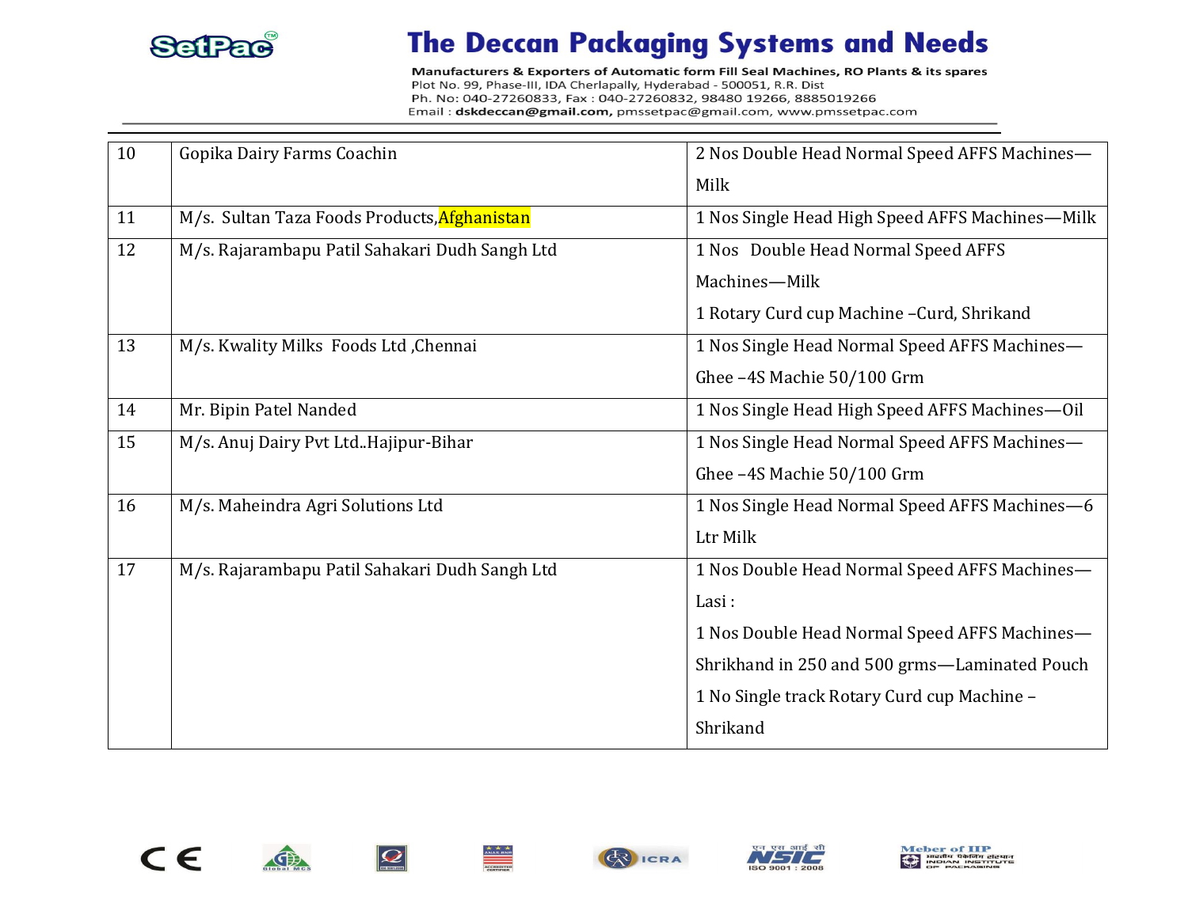| 10 | Gopika Dairy Farms Coachin | 2 Nos Double Head Normal Speed AFFS Machines—Milk |
|---|---|---|
| 11 | M/s. Sultan Taza Foods Products,Afghanistan | 1 Nos Single Head High Speed AFFS Machines—Milk |
| 12 | M/s. Rajarambapu Patil Sahakari Dudh Sangh Ltd | 1 Nos Double Head Normal Speed AFFS Machines—Milk<br>1 Rotary Curd cup Machine –Curd, Shrikand |
| 13 | M/s. Kwality Milks Foods Ltd ,Chennai | 1 Nos Single Head Normal Speed AFFS Machines—Ghee –4S Machie 50/100 Grm |
| 14 | Mr. Bipin Patel Nanded | 1 Nos Single Head High Speed AFFS Machines—Oil |
| 15 | M/s. Anuj Dairy Pvt Ltd..Hajipur-Bihar | 1 Nos Single Head Normal Speed AFFS Machines—Ghee –4S Machie 50/100 Grm |
| 16 | M/s. Maheindra Agri Solutions Ltd | 1 Nos Single Head Normal Speed AFFS Machines—6 Ltr Milk |
| 17 | M/s. Rajarambapu Patil Sahakari Dudh Sangh Ltd | 1 Nos Double Head Normal Speed AFFS Machines—Lasi :<br>1 Nos Double Head Normal Speed AFFS Machines—Shrikhand in 250 and 500 grms—Laminated Pouch<br>1 No Single track Rotary Curd cup Machine –Shrikand |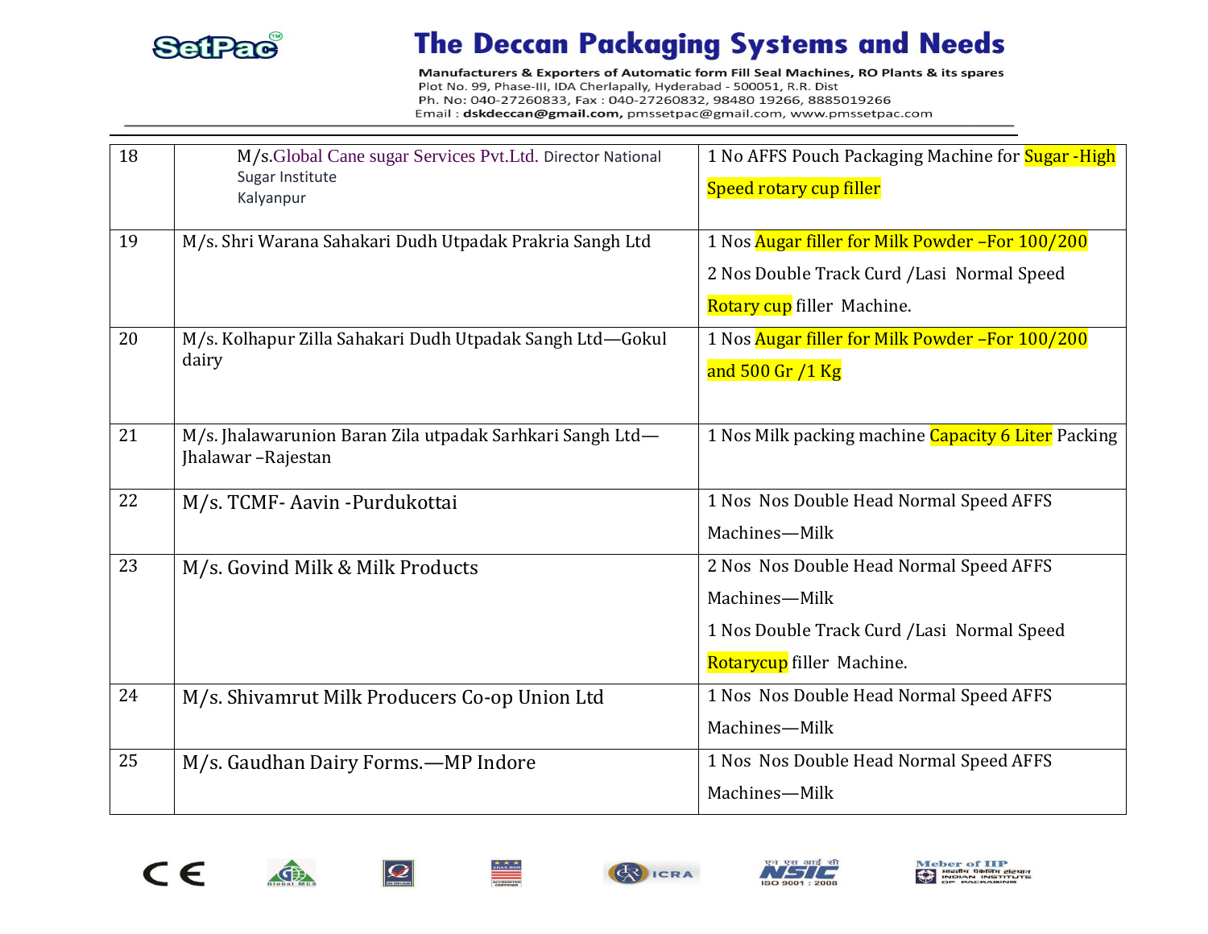| 18 | M/s.Global Cane sugar Services Pvt.Ltd. Director National Sugar Institute Kalyanpur | 1 No AFFS Pouch Packaging Machine for Sugar -High Speed rotary cup filler |
|---|---|---|
| 19 | M/s. Shri Warana Sahakari Dudh Utpadak Prakria Sangh Ltd | 1 Nos Augar filler for Milk Powder –For 100/200<br>2 Nos Double Track Curd /Lasi Normal Speed Rotary cup filler Machine. |
| 20 | M/s. Kolhapur Zilla Sahakari Dudh Utpadak Sangh Ltd—Gokul dairy | 1 Nos Augar filler for Milk Powder –For 100/200 and 500 Gr /1 Kg |
| 21 | M/s. Jhalawarunion Baran Zila utpadak Sarhkari Sangh Ltd—Jhalawar –Rajestan | 1 Nos Milk packing machine Capacity 6 Liter Packing |
| 22 | M/s. TCMF- Aavin -Purdukottai | 1 Nos Nos Double Head Normal Speed AFFS Machines—Milk |
| 23 | M/s. Govind Milk & Milk Products | 2 Nos Nos Double Head Normal Speed AFFS Machines—Milk<br>1 Nos Double Track Curd /Lasi Normal Speed Rotarycup filler Machine. |
| 24 | M/s. Shivamrut Milk Producers Co-op Union Ltd | 1 Nos Nos Double Head Normal Speed AFFS Machines—Milk |
| 25 | M/s. Gaudhan Dairy Forms.—MP Indore | 1 Nos Nos Double Head Normal Speed AFFS Machines—Milk |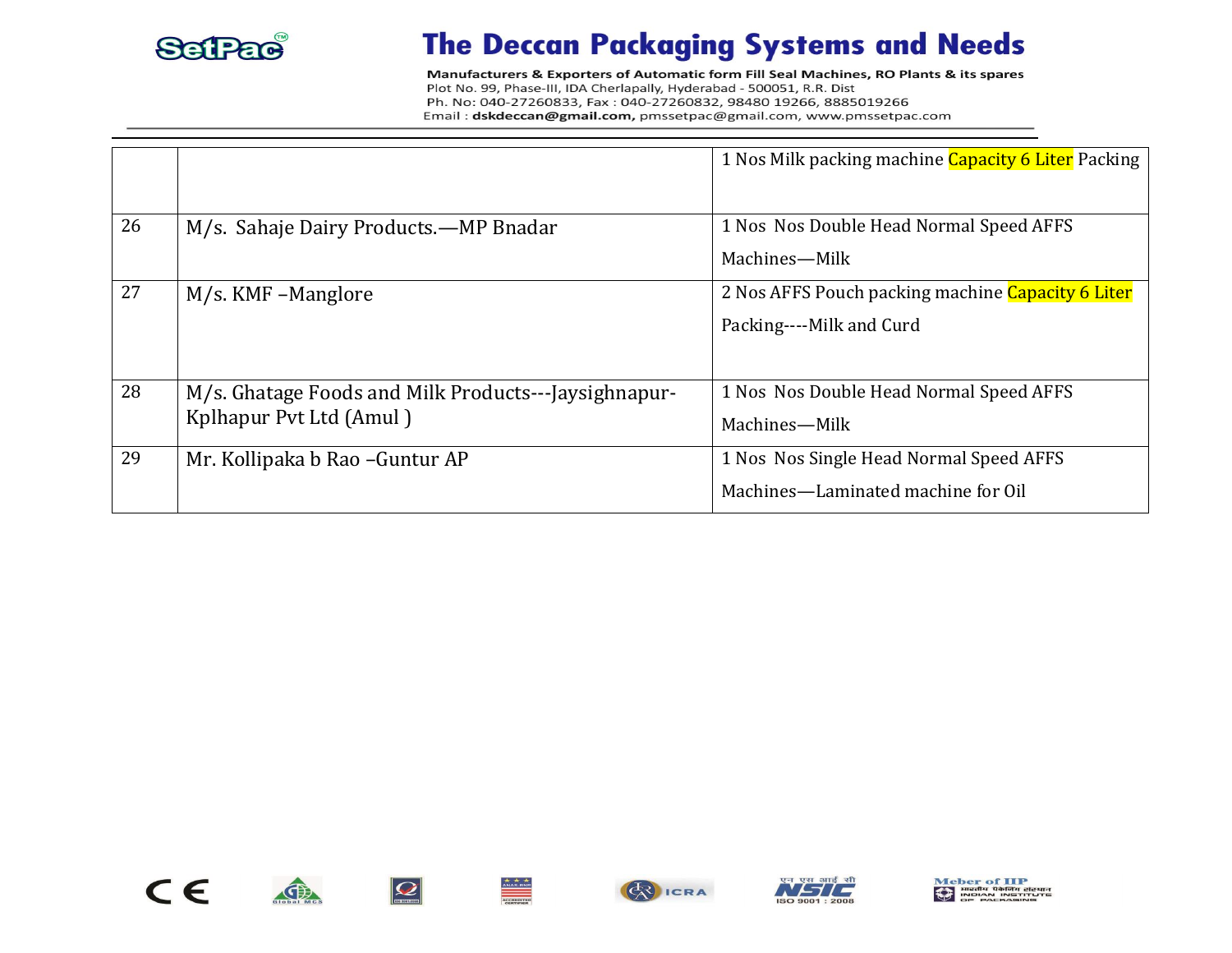| | | |
|---|---|---|
| | | 1 Nos Milk packing machine Capacity 6 Liter Packing |
| 26 | M/s. Sahaje Dairy Products.—MP Bnadar | 1 Nos Nos Double Head Normal Speed AFFS Machines—Milk |
| 27 | M/s. KMF –Manglore | 2 Nos AFFS Pouch packing machine Capacity 6 Liter Packing----Milk and Curd |
| 28 | M/s. Ghatage Foods and Milk Products---Jaysighnapur-Kplhapur Pvt Ltd (Amul ) | 1 Nos Nos Double Head Normal Speed AFFS Machines—Milk |
| 29 | Mr. Kollipaka b Rao –Guntur AP | 1 Nos Nos Single Head Normal Speed AFFS Machines—Laminated machine for Oil |